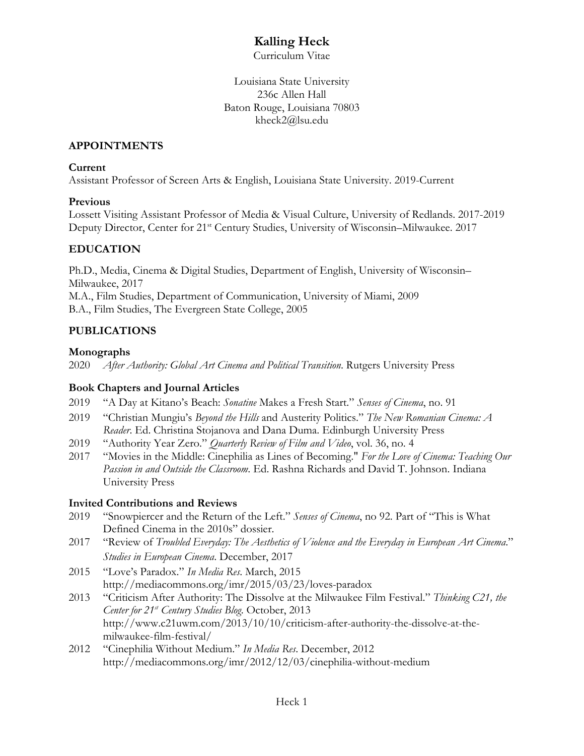# Kalling Heck

Curriculum Vitae

Louisiana State University
236c Allen Hall
Baton Rouge, Louisiana 70803
kheck2@lsu.edu

## APPOINTMENTS

### Current

Assistant Professor of Screen Arts & English, Louisiana State University. 2019-Current

### Previous

Lossett Visiting Assistant Professor of Media & Visual Culture, University of Redlands. 2017-2019
Deputy Director, Center for 21st Century Studies, University of Wisconsin–Milwaukee. 2017

## EDUCATION

Ph.D., Media, Cinema & Digital Studies, Department of English, University of Wisconsin–Milwaukee, 2017
M.A., Film Studies, Department of Communication, University of Miami, 2009
B.A., Film Studies, The Evergreen State College, 2005

## PUBLICATIONS

### Monographs

2020 *After Authority: Global Art Cinema and Political Transition*. Rutgers University Press

### Book Chapters and Journal Articles

2019 "A Day at Kitano's Beach: *Sonatine* Makes a Fresh Start." *Senses of Cinema*, no. 91

2019 "Christian Mungiu's *Beyond the Hills* and Austerity Politics." *The New Romanian Cinema: A Reader*. Ed. Christina Stojanova and Dana Duma. Edinburgh University Press

2019 "Authority Year Zero." *Quarterly Review of Film and Video*, vol. 36, no. 4

2017 "Movies in the Middle: Cinephilia as Lines of Becoming." *For the Love of Cinema: Teaching Our Passion in and Outside the Classroom*. Ed. Rashna Richards and David T. Johnson. Indiana University Press

### Invited Contributions and Reviews

2019 "Snowpiercer and the Return of the Left." *Senses of Cinema*, no 92. Part of "This is What Defined Cinema in the 2010s" dossier.

2017 "Review of *Troubled Everyday: The Aesthetics of Violence and the Everyday in European Art Cinema*." *Studies in European Cinema*. December, 2017

2015 "Love's Paradox." *In Media Res*. March, 2015
http://mediacommons.org/imr/2015/03/23/loves-paradox

2013 "Criticism After Authority: The Dissolve at the Milwaukee Film Festival." *Thinking C21, the Center for 21st Century Studies Blog.* October, 2013
http://www.c21uwm.com/2013/10/10/criticism-after-authority-the-dissolve-at-the-milwaukee-film-festival/

2012 "Cinephilia Without Medium." *In Media Res*. December, 2012
http://mediacommons.org/imr/2012/12/03/cinephilia-without-medium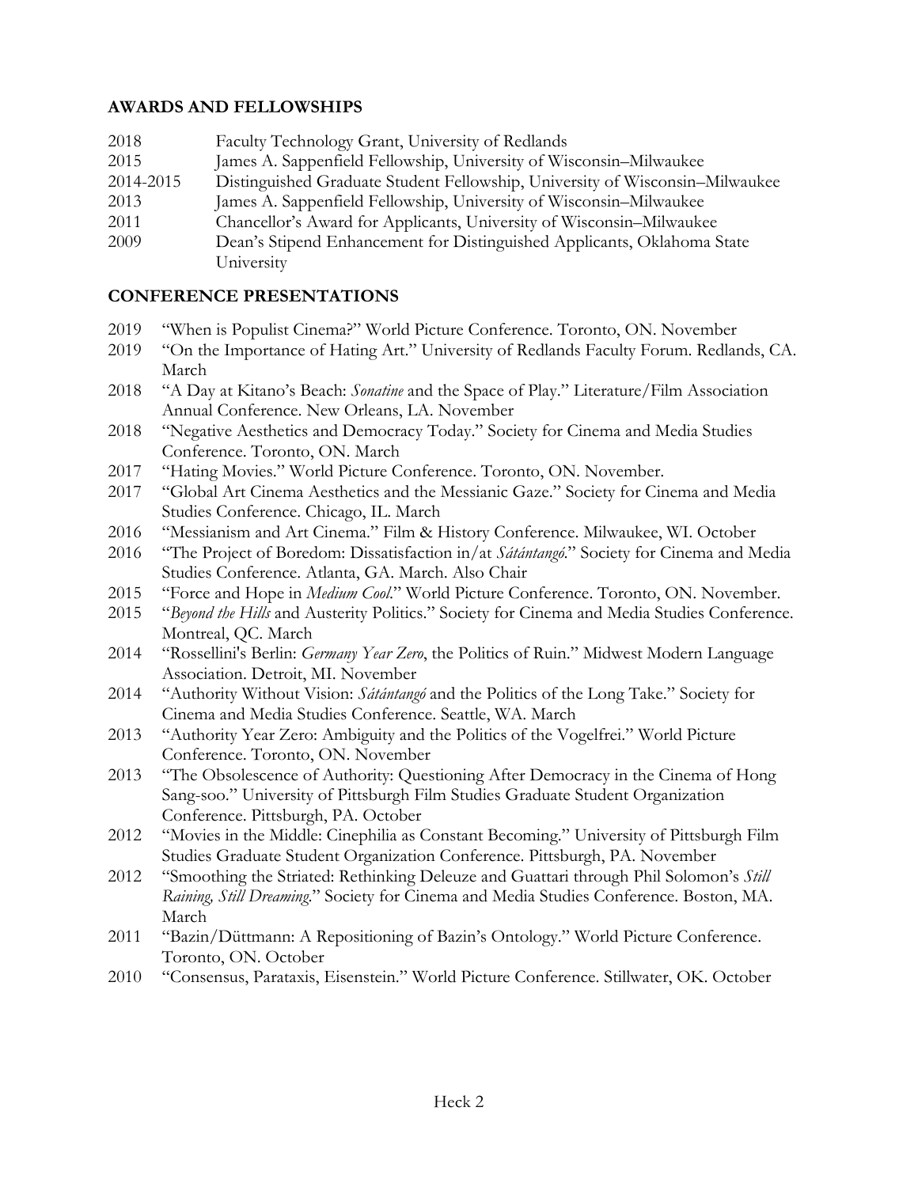## AWARDS AND FELLOWSHIPS

2018 Faculty Technology Grant, University of Redlands
2015 James A. Sappenfield Fellowship, University of Wisconsin–Milwaukee
2014-2015 Distinguished Graduate Student Fellowship, University of Wisconsin–Milwaukee
2013 James A. Sappenfield Fellowship, University of Wisconsin–Milwaukee
2011 Chancellor's Award for Applicants, University of Wisconsin–Milwaukee
2009 Dean's Stipend Enhancement for Distinguished Applicants, Oklahoma State University

## CONFERENCE PRESENTATIONS

2019 "When is Populist Cinema?" World Picture Conference. Toronto, ON. November
2019 "On the Importance of Hating Art." University of Redlands Faculty Forum. Redlands, CA. March
2018 "A Day at Kitano's Beach: *Sonatine* and the Space of Play." Literature/Film Association Annual Conference. New Orleans, LA. November
2018 "Negative Aesthetics and Democracy Today." Society for Cinema and Media Studies Conference. Toronto, ON. March
2017 "Hating Movies." World Picture Conference. Toronto, ON. November.
2017 "Global Art Cinema Aesthetics and the Messianic Gaze." Society for Cinema and Media Studies Conference. Chicago, IL. March
2016 "Messianism and Art Cinema." Film & History Conference. Milwaukee, WI. October
2016 "The Project of Boredom: Dissatisfaction in/at *Sátántangó*." Society for Cinema and Media Studies Conference. Atlanta, GA. March. Also Chair
2015 "Force and Hope in *Medium Cool*." World Picture Conference. Toronto, ON. November.
2015 "*Beyond the Hills* and Austerity Politics." Society for Cinema and Media Studies Conference. Montreal, QC. March
2014 "Rossellini's Berlin: *Germany Year Zero*, the Politics of Ruin." Midwest Modern Language Association. Detroit, MI. November
2014 "Authority Without Vision: *Sátántangó* and the Politics of the Long Take." Society for Cinema and Media Studies Conference. Seattle, WA. March
2013 "Authority Year Zero: Ambiguity and the Politics of the Vogelfrei." World Picture Conference. Toronto, ON. November
2013 "The Obsolescence of Authority: Questioning After Democracy in the Cinema of Hong Sang-soo." University of Pittsburgh Film Studies Graduate Student Organization Conference. Pittsburgh, PA. October
2012 "Movies in the Middle: Cinephilia as Constant Becoming." University of Pittsburgh Film Studies Graduate Student Organization Conference. Pittsburgh, PA. November
2012 "Smoothing the Striated: Rethinking Deleuze and Guattari through Phil Solomon's *Still Raining, Still Dreaming*." Society for Cinema and Media Studies Conference. Boston, MA. March
2011 "Bazin/Düttmann: A Repositioning of Bazin's Ontology." World Picture Conference. Toronto, ON. October
2010 "Consensus, Parataxis, Eisenstein." World Picture Conference. Stillwater, OK. October